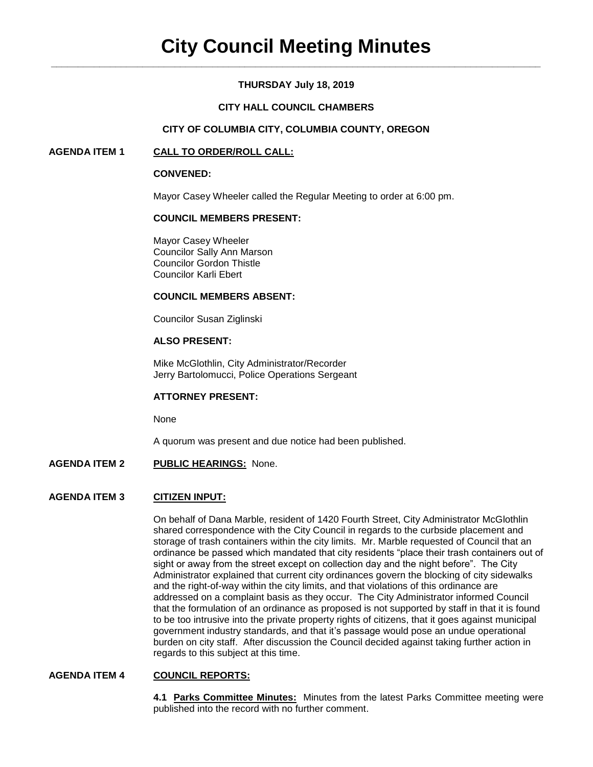# City Council Meeting Minutes

**THURSDAY July 18, 2019**

**CITY HALL COUNCIL CHAMBERS**

**CITY OF COLUMBIA CITY, COLUMBIA COUNTY, OREGON**

**AGENDA ITEM 1 CALL TO ORDER/ROLL CALL:**

**CONVENED:**

Mayor Casey Wheeler called the Regular Meeting to order at 6:00 pm.

**COUNCIL MEMBERS PRESENT:**

Mayor Casey Wheeler
Councilor Sally Ann Marson
Councilor Gordon Thistle
Councilor Karli Ebert

**COUNCIL MEMBERS ABSENT:**

Councilor Susan Ziglinski

**ALSO PRESENT:**

Mike McGlothlin, City Administrator/Recorder
Jerry Bartolomucci, Police Operations Sergeant

**ATTORNEY PRESENT:**

None

A quorum was present and due notice had been published.

**AGENDA ITEM 2 PUBLIC HEARINGS:** None.

**AGENDA ITEM 3 CITIZEN INPUT:**

On behalf of Dana Marble, resident of 1420 Fourth Street, City Administrator McGlothlin shared correspondence with the City Council in regards to the curbside placement and storage of trash containers within the city limits. Mr. Marble requested of Council that an ordinance be passed which mandated that city residents "place their trash containers out of sight or away from the street except on collection day and the night before". The City Administrator explained that current city ordinances govern the blocking of city sidewalks and the right-of-way within the city limits, and that violations of this ordinance are addressed on a complaint basis as they occur. The City Administrator informed Council that the formulation of an ordinance as proposed is not supported by staff in that it is found to be too intrusive into the private property rights of citizens, that it goes against municipal government industry standards, and that it's passage would pose an undue operational burden on city staff. After discussion the Council decided against taking further action in regards to this subject at this time.

**AGENDA ITEM 4 COUNCIL REPORTS:**

**4.1 Parks Committee Minutes:** Minutes from the latest Parks Committee meeting were published into the record with no further comment.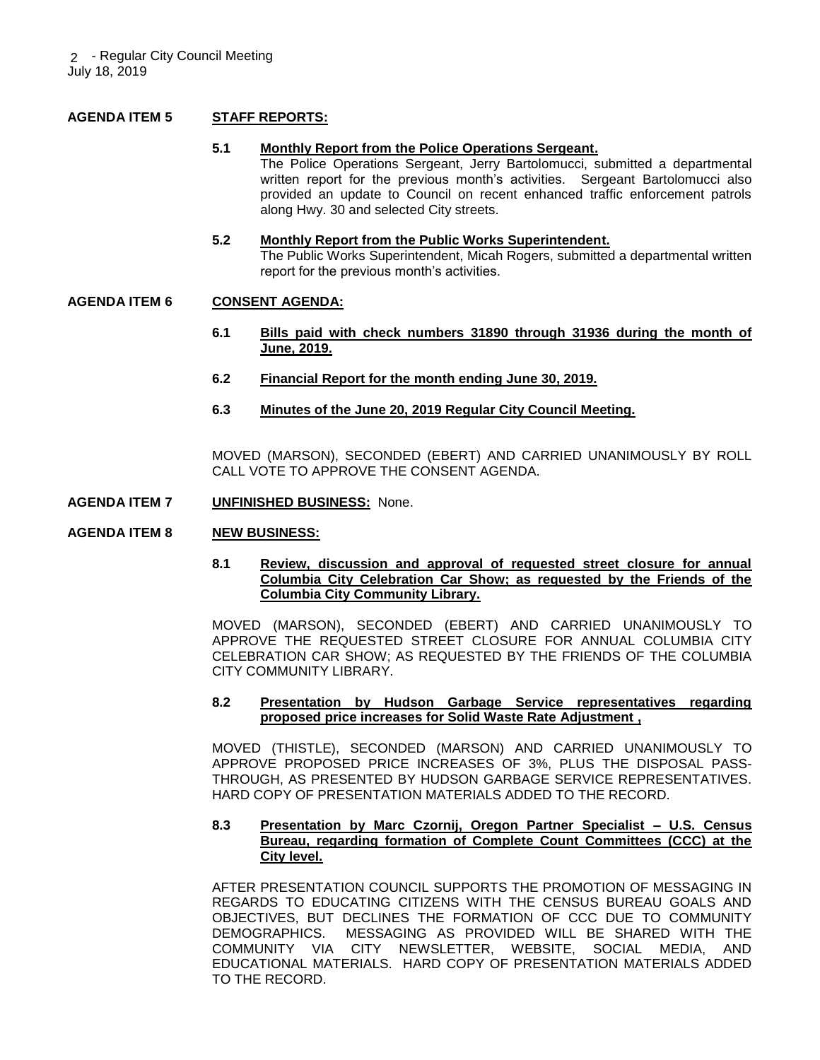**AGENDA ITEM 5 STAFF REPORTS:**

**5.1 Monthly Report from the Police Operations Sergeant.**

The Police Operations Sergeant, Jerry Bartolomucci, submitted a departmental written report for the previous month's activities. Sergeant Bartolomucci also provided an update to Council on recent enhanced traffic enforcement patrols along Hwy. 30 and selected City streets.

**5.2 Monthly Report from the Public Works Superintendent.**

The Public Works Superintendent, Micah Rogers, submitted a departmental written report for the previous month's activities.

**AGENDA ITEM 6 CONSENT AGENDA:**

**6.1 Bills paid with check numbers 31890 through 31936 during the month of June, 2019.**

**6.2 Financial Report for the month ending June 30, 2019.**

**6.3 Minutes of the June 20, 2019 Regular City Council Meeting.**

MOVED (MARSON), SECONDED (EBERT) AND CARRIED UNANIMOUSLY BY ROLL CALL VOTE TO APPROVE THE CONSENT AGENDA.

**AGENDA ITEM 7 UNFINISHED BUSINESS:** None.

**AGENDA ITEM 8 NEW BUSINESS:**

**8.1 Review, discussion and approval of requested street closure for annual Columbia City Celebration Car Show; as requested by the Friends of the Columbia City Community Library.**

MOVED (MARSON), SECONDED (EBERT) AND CARRIED UNANIMOUSLY TO APPROVE THE REQUESTED STREET CLOSURE FOR ANNUAL COLUMBIA CITY CELEBRATION CAR SHOW; AS REQUESTED BY THE FRIENDS OF THE COLUMBIA CITY COMMUNITY LIBRARY.

**8.2 Presentation by Hudson Garbage Service representatives regarding proposed price increases for Solid Waste Rate Adjustment ,**

MOVED (THISTLE), SECONDED (MARSON) AND CARRIED UNANIMOUSLY TO APPROVE PROPOSED PRICE INCREASES OF 3%, PLUS THE DISPOSAL PASS-THROUGH, AS PRESENTED BY HUDSON GARBAGE SERVICE REPRESENTATIVES. HARD COPY OF PRESENTATION MATERIALS ADDED TO THE RECORD.

**8.3 Presentation by Marc Czornij, Oregon Partner Specialist – U.S. Census Bureau, regarding formation of Complete Count Committees (CCC) at the City level.**

AFTER PRESENTATION COUNCIL SUPPORTS THE PROMOTION OF MESSAGING IN REGARDS TO EDUCATING CITIZENS WITH THE CENSUS BUREAU GOALS AND OBJECTIVES, BUT DECLINES THE FORMATION OF CCC DUE TO COMMUNITY DEMOGRAPHICS. MESSAGING AS PROVIDED WILL BE SHARED WITH THE COMMUNITY VIA CITY NEWSLETTER, WEBSITE, SOCIAL MEDIA, AND EDUCATIONAL MATERIALS. HARD COPY OF PRESENTATION MATERIALS ADDED TO THE RECORD.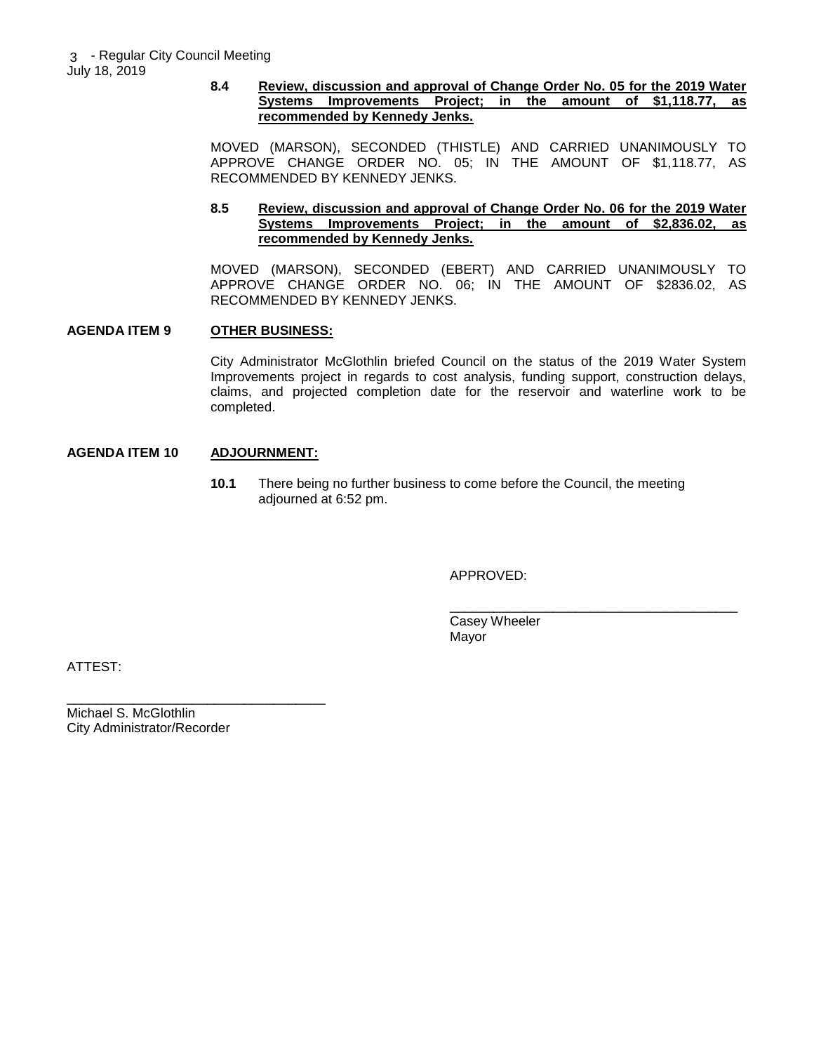**8.4 Review, discussion and approval of Change Order No. 05 for the 2019 Water Systems Improvements Project; in the amount of $1,118.77, as recommended by Kennedy Jenks.**

MOVED (MARSON), SECONDED (THISTLE) AND CARRIED UNANIMOUSLY TO APPROVE CHANGE ORDER NO. 05; IN THE AMOUNT OF $1,118.77, AS RECOMMENDED BY KENNEDY JENKS.

**8.5 Review, discussion and approval of Change Order No. 06 for the 2019 Water Systems Improvements Project; in the amount of $2,836.02, as recommended by Kennedy Jenks.**

MOVED (MARSON), SECONDED (EBERT) AND CARRIED UNANIMOUSLY TO APPROVE CHANGE ORDER NO. 06; IN THE AMOUNT OF $2836.02, AS RECOMMENDED BY KENNEDY JENKS.

**AGENDA ITEM 9 OTHER BUSINESS:**

City Administrator McGlothlin briefed Council on the status of the 2019 Water System Improvements project in regards to cost analysis, funding support, construction delays, claims, and projected completion date for the reservoir and waterline work to be completed.

**AGENDA ITEM 10 ADJOURNMENT:**

**10.1** There being no further business to come before the Council, the meeting adjourned at 6:52 pm.

APPROVED:

\_\_\_\_\_\_\_\_\_\_\_\_\_\_\_\_\_\_\_\_\_\_\_\_\_\_\_\_\_\_\_\_\_\_\_\_\_\_\_\_

Casey Wheeler
Mayor

ATTEST:

\_\_\_\_\_\_\_\_\_\_\_\_\_\_\_\_\_\_\_\_\_\_\_\_\_\_\_\_\_\_\_\_\_\_\_\_\_

Michael S. McGlothlin
City Administrator/Recorder